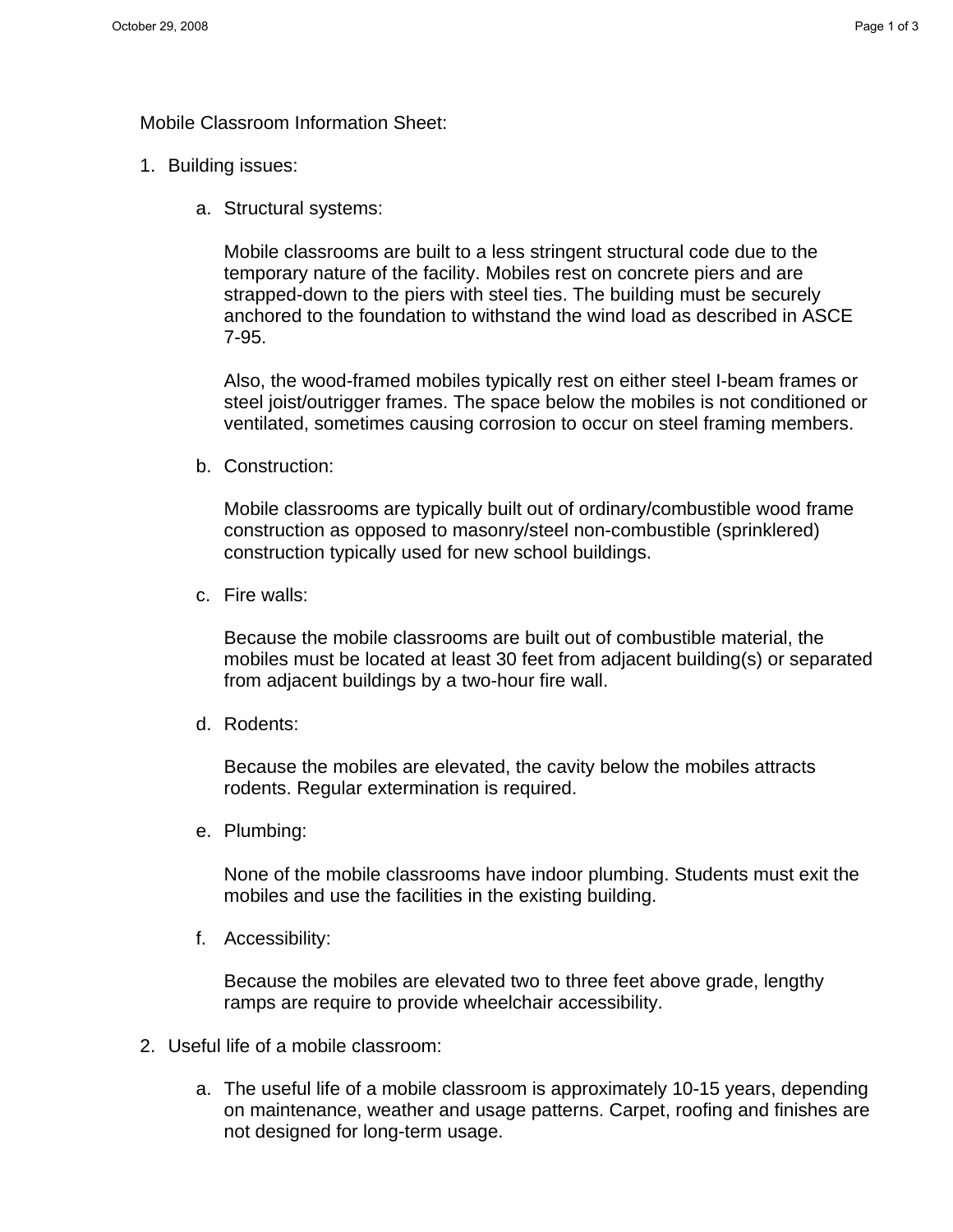Mobile Classroom Information Sheet:

1. Building issues:

    a. Structural systems:

        Mobile classrooms are built to a less stringent structural code due to the temporary nature of the facility. Mobiles rest on concrete piers and are strapped-down to the piers with steel ties. The building must be securely anchored to the foundation to withstand the wind load as described in ASCE 7-95.

        Also, the wood-framed mobiles typically rest on either steel I-beam frames or steel joist/outrigger frames. The space below the mobiles is not conditioned or ventilated, sometimes causing corrosion to occur on steel framing members.

    b. Construction:

        Mobile classrooms are typically built out of ordinary/combustible wood frame construction as opposed to masonry/steel non-combustible (sprinklered) construction typically used for new school buildings.

    c. Fire walls:

        Because the mobile classrooms are built out of combustible material, the mobiles must be located at least 30 feet from adjacent building(s) or separated from adjacent buildings by a two-hour fire wall.

    d. Rodents:

        Because the mobiles are elevated, the cavity below the mobiles attracts rodents. Regular extermination is required.

    e. Plumbing:

        None of the mobile classrooms have indoor plumbing. Students must exit the mobiles and use the facilities in the existing building.

    f. Accessibility:

        Because the mobiles are elevated two to three feet above grade, lengthy ramps are require to provide wheelchair accessibility.

2. Useful life of a mobile classroom:

    a. The useful life of a mobile classroom is approximately 10-15 years, depending on maintenance, weather and usage patterns. Carpet, roofing and finishes are not designed for long-term usage.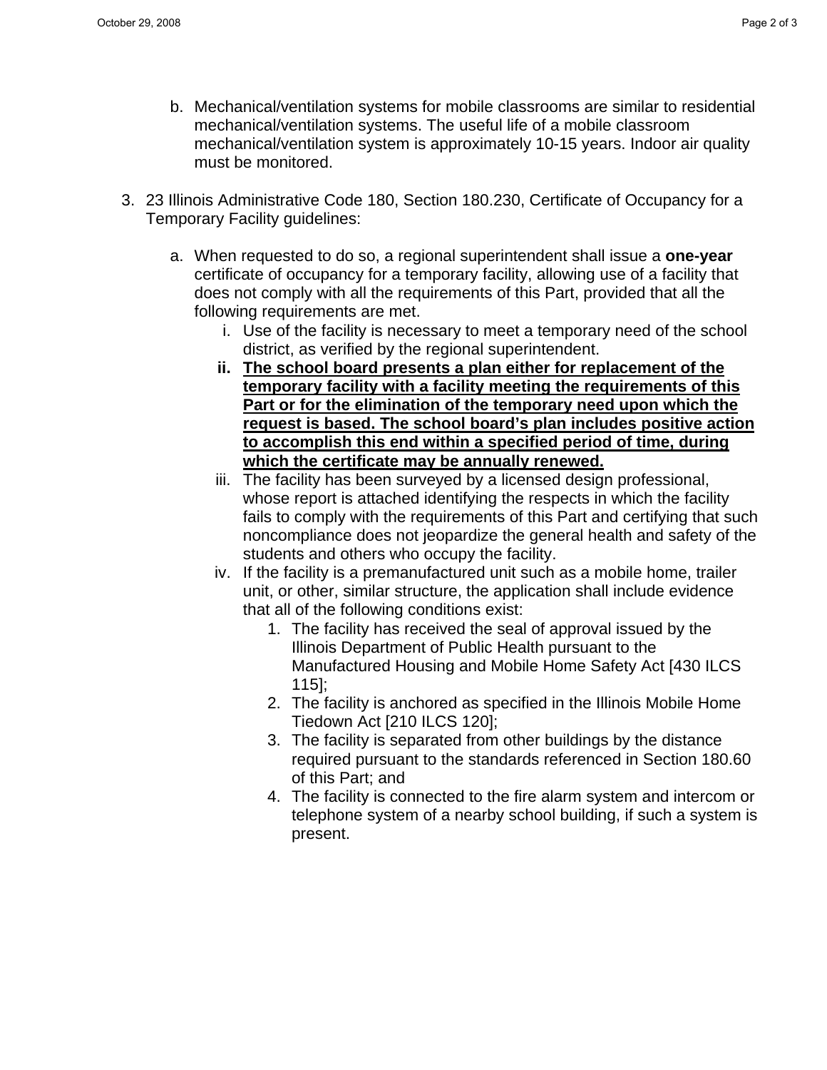b. Mechanical/ventilation systems for mobile classrooms are similar to residential mechanical/ventilation systems. The useful life of a mobile classroom mechanical/ventilation system is approximately 10-15 years. Indoor air quality must be monitored.

3. 23 Illinois Administrative Code 180, Section 180.230, Certificate of Occupancy for a Temporary Facility guidelines:

   a. When requested to do so, a regional superintendent shall issue a **one-year** certificate of occupancy for a temporary facility, allowing use of a facility that does not comply with all the requirements of this Part, provided that all the following requirements are met.

      i. Use of the facility is necessary to meet a temporary need of the school district, as verified by the regional superintendent.

      **ii. <u>The school board presents a plan either for replacement of the temporary facility with a facility meeting the requirements of this Part or for the elimination of the temporary need upon which the request is based. The school board's plan includes positive action to accomplish this end within a specified period of time, during which the certificate may be annually renewed.</u>**

      iii. The facility has been surveyed by a licensed design professional, whose report is attached identifying the respects in which the facility fails to comply with the requirements of this Part and certifying that such noncompliance does not jeopardize the general health and safety of the students and others who occupy the facility.

      iv. If the facility is a premanufactured unit such as a mobile home, trailer unit, or other, similar structure, the application shall include evidence that all of the following conditions exist:

         1. The facility has received the seal of approval issued by the Illinois Department of Public Health pursuant to the Manufactured Housing and Mobile Home Safety Act [430 ILCS 115];
         2. The facility is anchored as specified in the Illinois Mobile Home Tiedown Act [210 ILCS 120];
         3. The facility is separated from other buildings by the distance required pursuant to the standards referenced in Section 180.60 of this Part; and
         4. The facility is connected to the fire alarm system and intercom or telephone system of a nearby school building, if such a system is present.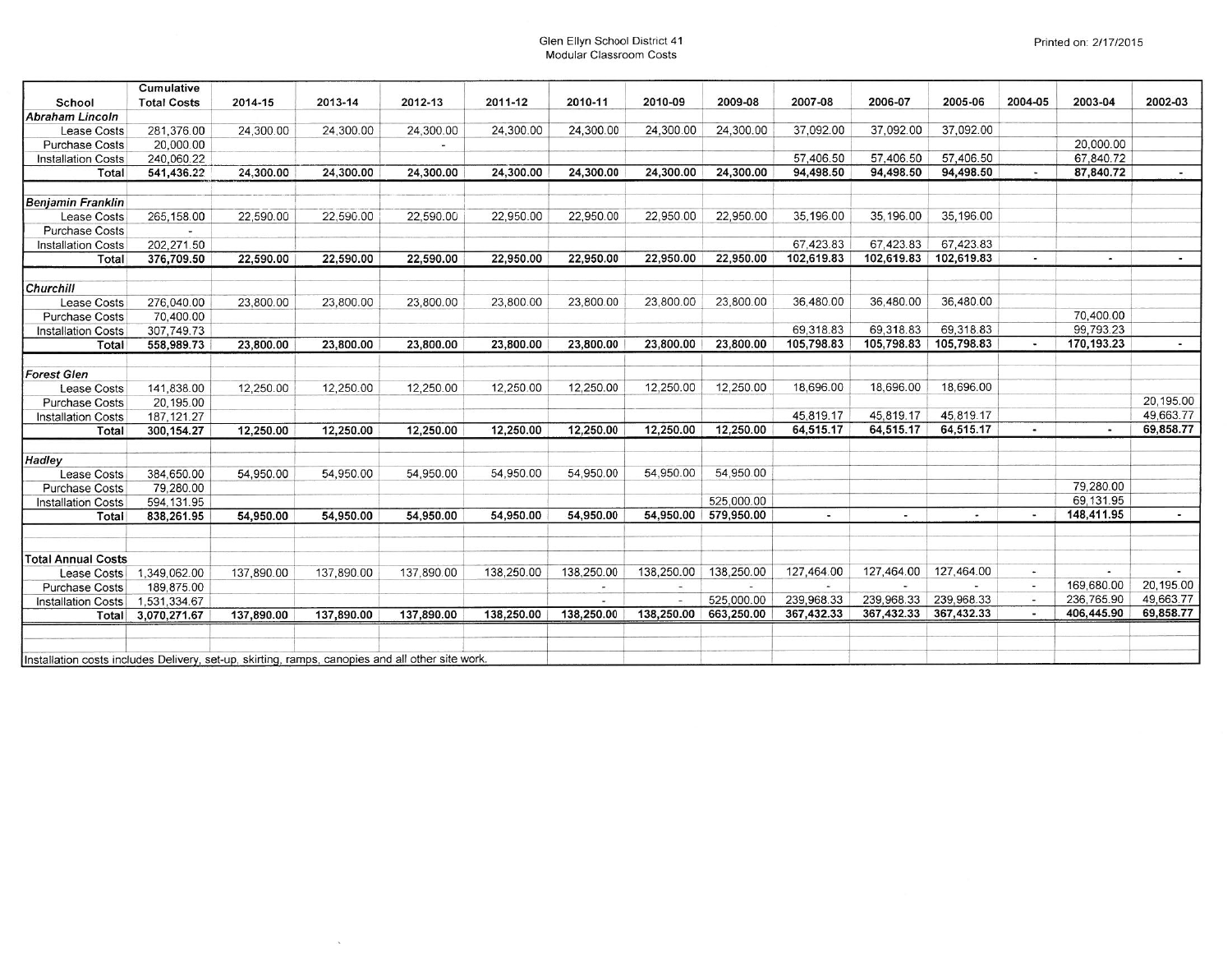Glen Ellyn School District 41
Modular Classroom Costs

Printed on: 2/17/2015

| School | Cumulative Total Costs | 2014-15 | 2013-14 | 2012-13 | 2011-12 | 2010-11 | 2010-09 | 2009-08 | 2007-08 | 2006-07 | 2005-06 | 2004-05 | 2003-04 | 2002-03 |
|---|---|---|---|---|---|---|---|---|---|---|---|---|---|---|
| ***Abraham Lincoln*** | | | | | | | | | | | | | | |
| Lease Costs | 281,376.00 | 24,300.00 | 24,300.00 | 24,300.00 | 24,300.00 | 24,300.00 | 24,300.00 | 24,300.00 | 37,092.00 | 37,092.00 | 37,092.00 | | | |
| Purchase Costs | 20,000.00 | | | - | | | | | | | | | 20,000.00 | |
| Installation Costs | 240,060.22 | | | | | | | | 57,406.50 | 57,406.50 | 57,406.50 | | 67,840.72 | |
| **Total** | **541,436.22** | **24,300.00** | **24,300.00** | **24,300.00** | **24,300.00** | **24,300.00** | **24,300.00** | **24,300.00** | **94,498.50** | **94,498.50** | **94,498.50** | **-** | **87,840.72** | **-** |
| | | | | | | | | | | | | | | |
| ***Benjamin Franklin*** | | | | | | | | | | | | | | |
| Lease Costs | 265,158.00 | 22,590.00 | 22,590.00 | 22,590.00 | 22,950.00 | 22,950.00 | 22,950.00 | 22,950.00 | 35,196.00 | 35,196.00 | 35,196.00 | | | |
| Purchase Costs | - | | | | | | | | | | | | | |
| Installation Costs | 202,271.50 | | | | | | | | 67,423.83 | 67,423.83 | 67,423.83 | | | |
| **Total** | **376,709.50** | **22,590.00** | **22,590.00** | **22,590.00** | **22,950.00** | **22,950.00** | **22,950.00** | **22,950.00** | **102,619.83** | **102,619.83** | **102,619.83** | **-** | **-** | **-** |
| | | | | | | | | | | | | | | |
| ***Churchill*** | | | | | | | | | | | | | | |
| Lease Costs | 276,040.00 | 23,800.00 | 23,800.00 | 23,800.00 | 23,800.00 | 23,800.00 | 23,800.00 | 23,800.00 | 36,480.00 | 36,480.00 | 36,480.00 | | | |
| Purchase Costs | 70,400.00 | | | | | | | | | | | | 70,400.00 | |
| Installation Costs | 307,749.73 | | | | | | | | 69,318.83 | 69,318.83 | 69,318.83 | | 99,793.23 | |
| **Total** | **558,989.73** | **23,800.00** | **23,800.00** | **23,800.00** | **23,800.00** | **23,800.00** | **23,800.00** | **23,800.00** | **105,798.83** | **105,798.83** | **105,798.83** | **-** | **170,193.23** | **-** |
| | | | | | | | | | | | | | | |
| ***Forest Glen*** | | | | | | | | | | | | | | |
| Lease Costs | 141,838.00 | 12,250.00 | 12,250.00 | 12,250.00 | 12,250.00 | 12,250.00 | 12,250.00 | 12,250.00 | 18,696.00 | 18,696.00 | 18,696.00 | | | |
| Purchase Costs | 20,195.00 | | | | | | | | | | | | | 20,195.00 |
| Installation Costs | 187,121.27 | | | | | | | | 45,819.17 | 45,819.17 | 45,819.17 | | | 49,663.77 |
| **Total** | **300,154.27** | **12,250.00** | **12,250.00** | **12,250.00** | **12,250.00** | **12,250.00** | **12,250.00** | **12,250.00** | **64,515.17** | **64,515.17** | **64,515.17** | **-** | **-** | **69,858.77** |
| | | | | | | | | | | | | | | |
| ***Hadley*** | | | | | | | | | | | | | | |
| Lease Costs | 384,650.00 | 54,950.00 | 54,950.00 | 54,950.00 | 54,950.00 | 54,950.00 | 54,950.00 | 54,950.00 | | | | | | |
| Purchase Costs | 79,280.00 | | | | | | | | | | | | 79,280.00 | |
| Installation Costs | 594,131.95 | | | | | | | 525,000.00 | | | | | 69,131.95 | |
| **Total** | **838,261.95** | **54,950.00** | **54,950.00** | **54,950.00** | **54,950.00** | **54,950.00** | **54,950.00** | **579,950.00** | **-** | **-** | **-** | **-** | **148,411.95** | **-** |
| | | | | | | | | | | | | | | |
| **Total Annual Costs** | | | | | | | | | | | | | | |
| Lease Costs | 1,349,062.00 | 137,890.00 | 137,890.00 | 137,890.00 | 138,250.00 | 138,250.00 | 138,250.00 | 138,250.00 | 127,464.00 | 127,464.00 | 127,464.00 | - | - | - |
| Purchase Costs | 189,875.00 | | | | | - | - | - | - | - | - | - | 169,680.00 | 20,195.00 |
| Installation Costs | 1,531,334.67 | | | | | - | - | 525,000.00 | 239,968.33 | 239,968.33 | 239,968.33 | - | 236,765.90 | 49,663.77 |
| **Total** | **3,070,271.67** | **137,890.00** | **137,890.00** | **137,890.00** | **138,250.00** | **138,250.00** | **138,250.00** | **663,250.00** | **367,432.33** | **367,432.33** | **367,432.33** | **-** | **406,445.90** | **69,858.77** |

Installation costs includes Delivery, set-up, skirting, ramps, canopies and all other site work.